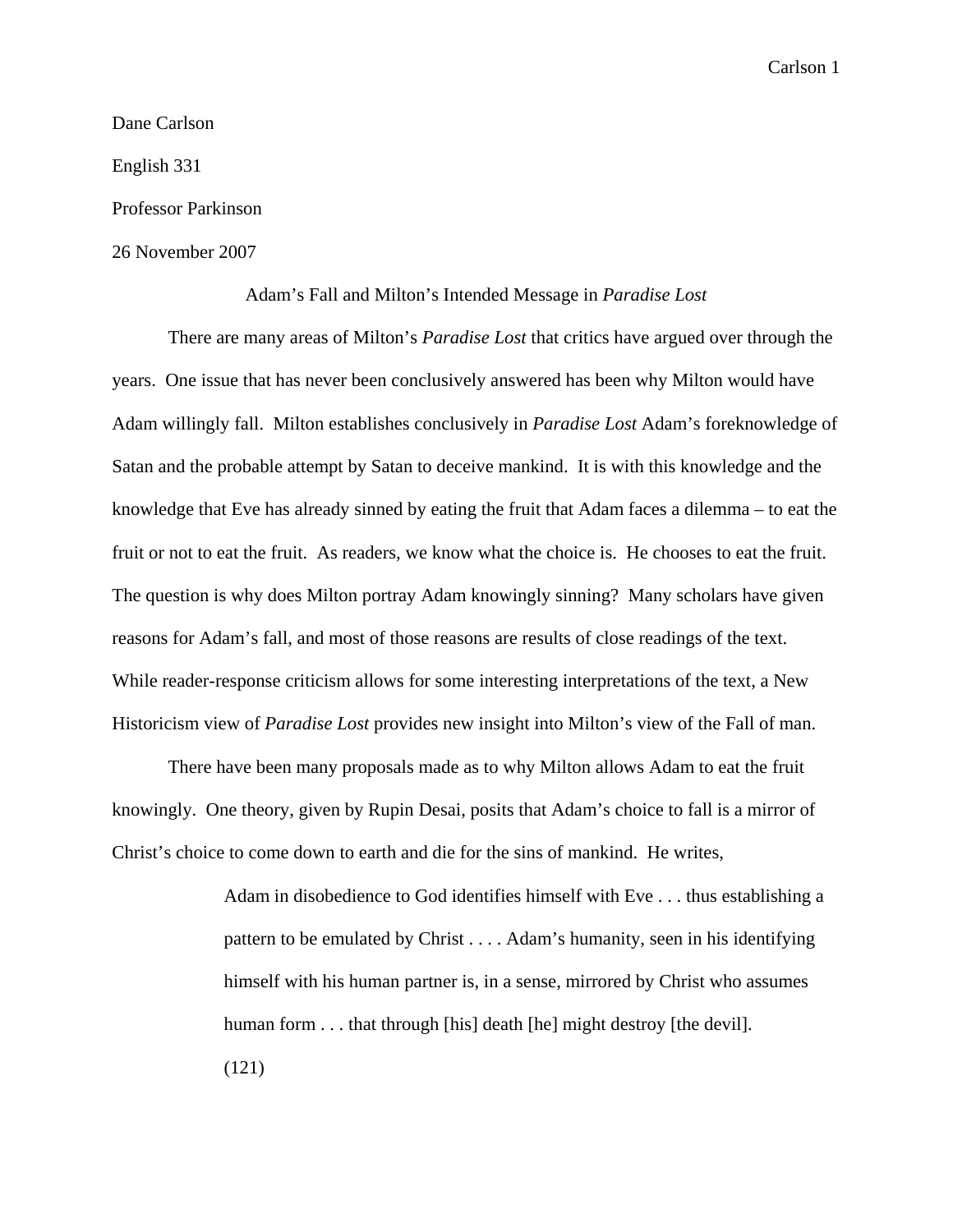Dane Carlson

English 331

Professor Parkinson

26 November 2007

# Adam's Fall and Milton's Intended Message in *Paradise Lost*

There are many areas of Milton's *Paradise Lost* that critics have argued over through the years. One issue that has never been conclusively answered has been why Milton would have Adam willingly fall. Milton establishes conclusively in *Paradise Lost* Adam's foreknowledge of Satan and the probable attempt by Satan to deceive mankind. It is with this knowledge and the knowledge that Eve has already sinned by eating the fruit that Adam faces a dilemma – to eat the fruit or not to eat the fruit. As readers, we know what the choice is. He chooses to eat the fruit. The question is why does Milton portray Adam knowingly sinning? Many scholars have given reasons for Adam's fall, and most of those reasons are results of close readings of the text. While reader-response criticism allows for some interesting interpretations of the text, a New Historicism view of *Paradise Lost* provides new insight into Milton's view of the Fall of man.

There have been many proposals made as to why Milton allows Adam to eat the fruit knowingly. One theory, given by Rupin Desai, posits that Adam's choice to fall is a mirror of Christ's choice to come down to earth and die for the sins of mankind. He writes,

> Adam in disobedience to God identifies himself with Eve . . . thus establishing a pattern to be emulated by Christ . . . . Adam's humanity, seen in his identifying himself with his human partner is, in a sense, mirrored by Christ who assumes human form . . . that through [his] death [he] might destroy [the devil]. (121)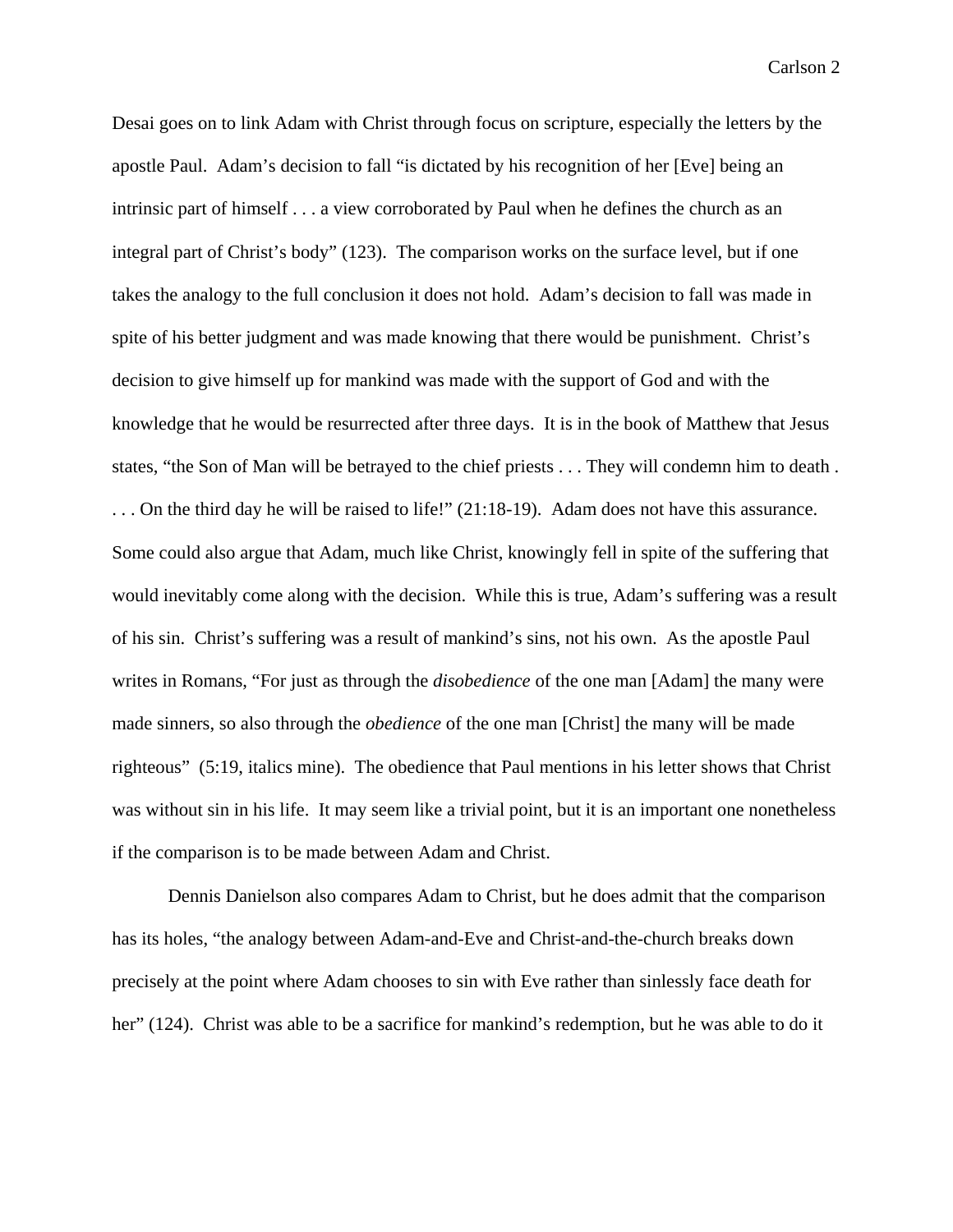Desai goes on to link Adam with Christ through focus on scripture, especially the letters by the apostle Paul.  Adam's decision to fall "is dictated by his recognition of her [Eve] being an intrinsic part of himself . . . a view corroborated by Paul when he defines the church as an integral part of Christ's body" (123).  The comparison works on the surface level, but if one takes the analogy to the full conclusion it does not hold.  Adam's decision to fall was made in spite of his better judgment and was made knowing that there would be punishment.  Christ's decision to give himself up for mankind was made with the support of God and with the knowledge that he would be resurrected after three days.  It is in the book of Matthew that Jesus states, "the Son of Man will be betrayed to the chief priests . . . They will condemn him to death . . . . On the third day he will be raised to life!" (21:18-19).  Adam does not have this assurance.  Some could also argue that Adam, much like Christ, knowingly fell in spite of the suffering that would inevitably come along with the decision.  While this is true, Adam's suffering was a result of his sin.  Christ's suffering was a result of mankind's sins, not his own.  As the apostle Paul writes in Romans, "For just as through the *disobedience* of the one man [Adam] the many were made sinners, so also through the *obedience* of the one man [Christ] the many will be made righteous"  (5:19, italics mine).  The obedience that Paul mentions in his letter shows that Christ was without sin in his life.  It may seem like a trivial point, but it is an important one nonetheless if the comparison is to be made between Adam and Christ.

Dennis Danielson also compares Adam to Christ, but he does admit that the comparison has its holes, "the analogy between Adam-and-Eve and Christ-and-the-church breaks down precisely at the point where Adam chooses to sin with Eve rather than sinlessly face death for her" (124).  Christ was able to be a sacrifice for mankind's redemption, but he was able to do it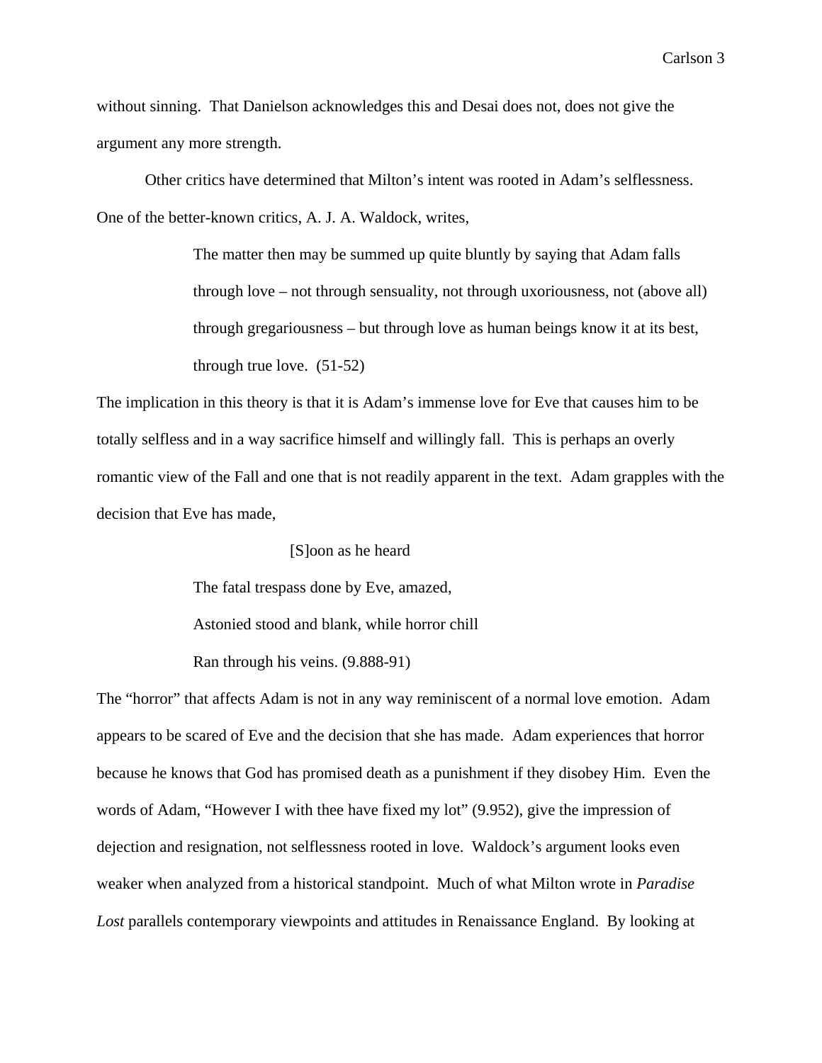without sinning. That Danielson acknowledges this and Desai does not, does not give the argument any more strength.

Other critics have determined that Milton's intent was rooted in Adam's selflessness. One of the better-known critics, A. J. A. Waldock, writes,

> The matter then may be summed up quite bluntly by saying that Adam falls through love – not through sensuality, not through uxoriousness, not (above all) through gregariousness – but through love as human beings know it at its best, through true love. (51-52)

The implication in this theory is that it is Adam's immense love for Eve that causes him to be totally selfless and in a way sacrifice himself and willingly fall. This is perhaps an overly romantic view of the Fall and one that is not readily apparent in the text. Adam grapples with the decision that Eve has made,

> [S]oon as he heard
> The fatal trespass done by Eve, amazed,
> Astonied stood and blank, while horror chill
> Ran through his veins. (9.888-91)

The "horror" that affects Adam is not in any way reminiscent of a normal love emotion. Adam appears to be scared of Eve and the decision that she has made. Adam experiences that horror because he knows that God has promised death as a punishment if they disobey Him. Even the words of Adam, "However I with thee have fixed my lot" (9.952), give the impression of dejection and resignation, not selflessness rooted in love. Waldock's argument looks even weaker when analyzed from a historical standpoint. Much of what Milton wrote in *Paradise Lost* parallels contemporary viewpoints and attitudes in Renaissance England. By looking at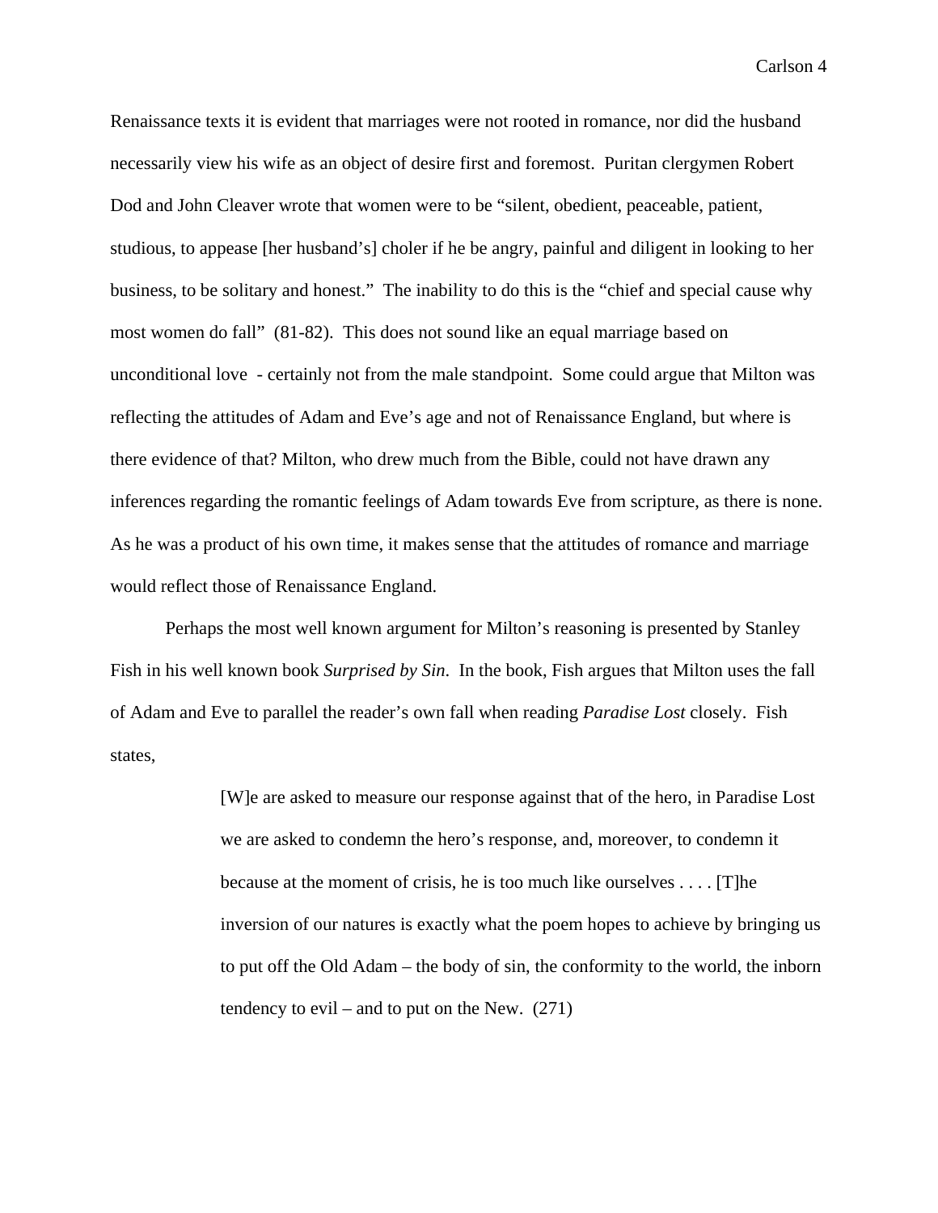Renaissance texts it is evident that marriages were not rooted in romance, nor did the husband necessarily view his wife as an object of desire first and foremost. Puritan clergymen Robert Dod and John Cleaver wrote that women were to be "silent, obedient, peaceable, patient, studious, to appease [her husband's] choler if he be angry, painful and diligent in looking to her business, to be solitary and honest." The inability to do this is the "chief and special cause why most women do fall" (81-82). This does not sound like an equal marriage based on unconditional love - certainly not from the male standpoint. Some could argue that Milton was reflecting the attitudes of Adam and Eve's age and not of Renaissance England, but where is there evidence of that? Milton, who drew much from the Bible, could not have drawn any inferences regarding the romantic feelings of Adam towards Eve from scripture, as there is none. As he was a product of his own time, it makes sense that the attitudes of romance and marriage would reflect those of Renaissance England.

Perhaps the most well known argument for Milton's reasoning is presented by Stanley Fish in his well known book *Surprised by Sin*. In the book, Fish argues that Milton uses the fall of Adam and Eve to parallel the reader's own fall when reading *Paradise Lost* closely. Fish states,

> [W]e are asked to measure our response against that of the hero, in Paradise Lost we are asked to condemn the hero's response, and, moreover, to condemn it because at the moment of crisis, he is too much like ourselves . . . . [T]he inversion of our natures is exactly what the poem hopes to achieve by bringing us to put off the Old Adam – the body of sin, the conformity to the world, the inborn tendency to evil – and to put on the New. (271)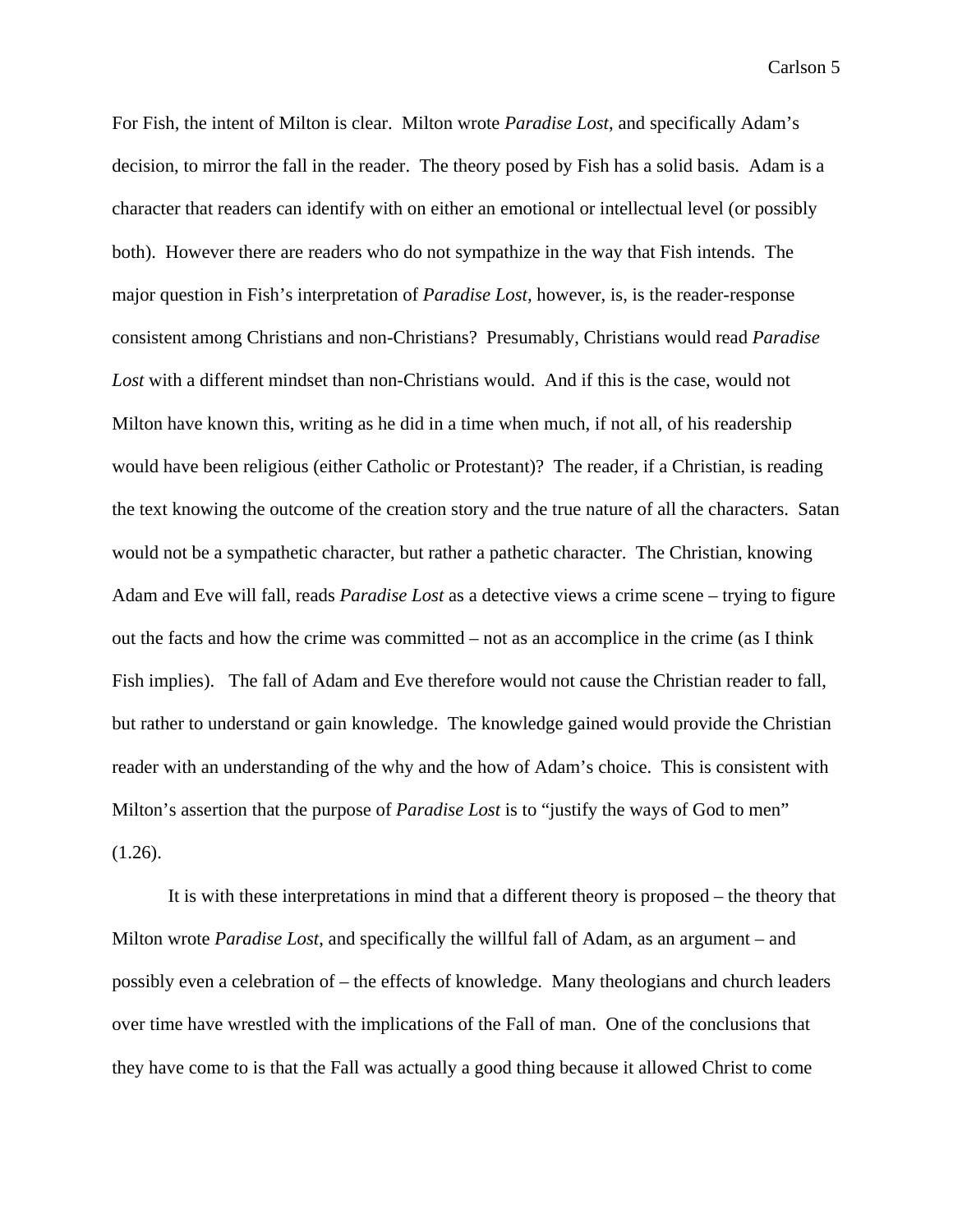For Fish, the intent of Milton is clear. Milton wrote *Paradise Lost*, and specifically Adam's decision, to mirror the fall in the reader. The theory posed by Fish has a solid basis. Adam is a character that readers can identify with on either an emotional or intellectual level (or possibly both). However there are readers who do not sympathize in the way that Fish intends. The major question in Fish's interpretation of *Paradise Lost*, however, is, is the reader-response consistent among Christians and non-Christians? Presumably, Christians would read *Paradise Lost* with a different mindset than non-Christians would. And if this is the case, would not Milton have known this, writing as he did in a time when much, if not all, of his readership would have been religious (either Catholic or Protestant)? The reader, if a Christian, is reading the text knowing the outcome of the creation story and the true nature of all the characters. Satan would not be a sympathetic character, but rather a pathetic character. The Christian, knowing Adam and Eve will fall, reads *Paradise Lost* as a detective views a crime scene – trying to figure out the facts and how the crime was committed – not as an accomplice in the crime (as I think Fish implies). The fall of Adam and Eve therefore would not cause the Christian reader to fall, but rather to understand or gain knowledge. The knowledge gained would provide the Christian reader with an understanding of the why and the how of Adam's choice. This is consistent with Milton's assertion that the purpose of *Paradise Lost* is to "justify the ways of God to men" (1.26).

It is with these interpretations in mind that a different theory is proposed – the theory that Milton wrote *Paradise Lost*, and specifically the willful fall of Adam, as an argument – and possibly even a celebration of – the effects of knowledge. Many theologians and church leaders over time have wrestled with the implications of the Fall of man. One of the conclusions that they have come to is that the Fall was actually a good thing because it allowed Christ to come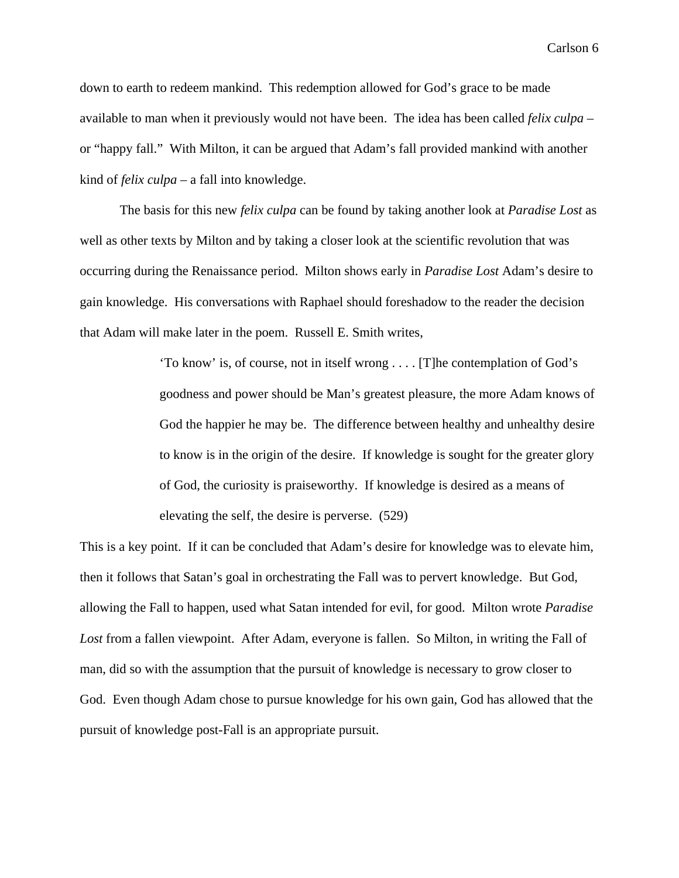down to earth to redeem mankind. This redemption allowed for God's grace to be made available to man when it previously would not have been. The idea has been called *felix culpa* – or "happy fall." With Milton, it can be argued that Adam's fall provided mankind with another kind of *felix culpa* – a fall into knowledge.

The basis for this new *felix culpa* can be found by taking another look at *Paradise Lost* as well as other texts by Milton and by taking a closer look at the scientific revolution that was occurring during the Renaissance period. Milton shows early in *Paradise Lost* Adam's desire to gain knowledge. His conversations with Raphael should foreshadow to the reader the decision that Adam will make later in the poem. Russell E. Smith writes,

> 'To know' is, of course, not in itself wrong . . . . [T]he contemplation of God's goodness and power should be Man's greatest pleasure, the more Adam knows of God the happier he may be. The difference between healthy and unhealthy desire to know is in the origin of the desire. If knowledge is sought for the greater glory of God, the curiosity is praiseworthy. If knowledge is desired as a means of elevating the self, the desire is perverse. (529)

This is a key point. If it can be concluded that Adam's desire for knowledge was to elevate him, then it follows that Satan's goal in orchestrating the Fall was to pervert knowledge. But God, allowing the Fall to happen, used what Satan intended for evil, for good. Milton wrote *Paradise Lost* from a fallen viewpoint. After Adam, everyone is fallen. So Milton, in writing the Fall of man, did so with the assumption that the pursuit of knowledge is necessary to grow closer to God. Even though Adam chose to pursue knowledge for his own gain, God has allowed that the pursuit of knowledge post-Fall is an appropriate pursuit.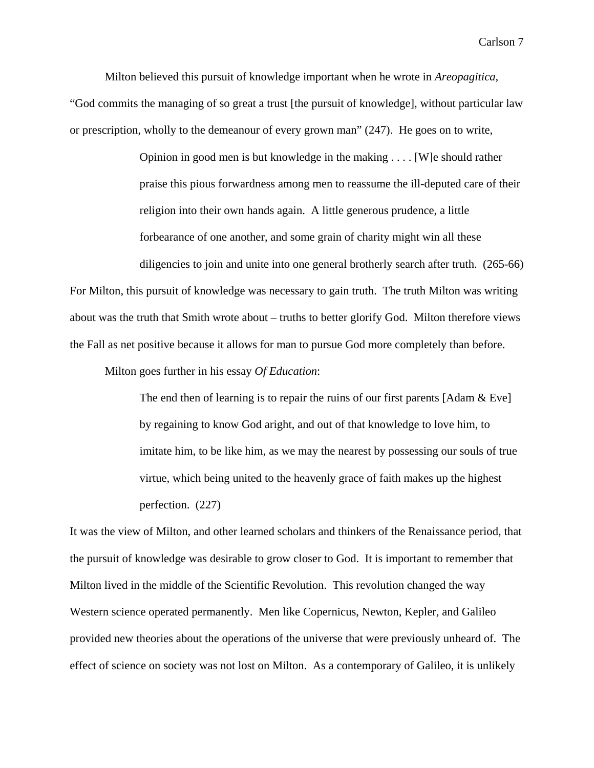Milton believed this pursuit of knowledge important when he wrote in *Areopagitica*, "God commits the managing of so great a trust [the pursuit of knowledge], without particular law or prescription, wholly to the demeanour of every grown man" (247). He goes on to write,

> Opinion in good men is but knowledge in the making . . . . [W]e should rather praise this pious forwardness among men to reassume the ill-deputed care of their religion into their own hands again. A little generous prudence, a little forbearance of one another, and some grain of charity might win all these diligencies to join and unite into one general brotherly search after truth. (265-66)

For Milton, this pursuit of knowledge was necessary to gain truth. The truth Milton was writing about was the truth that Smith wrote about – truths to better glorify God. Milton therefore views the Fall as net positive because it allows for man to pursue God more completely than before.

Milton goes further in his essay *Of Education*:

> The end then of learning is to repair the ruins of our first parents [Adam & Eve] by regaining to know God aright, and out of that knowledge to love him, to imitate him, to be like him, as we may the nearest by possessing our souls of true virtue, which being united to the heavenly grace of faith makes up the highest perfection. (227)

It was the view of Milton, and other learned scholars and thinkers of the Renaissance period, that the pursuit of knowledge was desirable to grow closer to God. It is important to remember that Milton lived in the middle of the Scientific Revolution. This revolution changed the way Western science operated permanently. Men like Copernicus, Newton, Kepler, and Galileo provided new theories about the operations of the universe that were previously unheard of. The effect of science on society was not lost on Milton. As a contemporary of Galileo, it is unlikely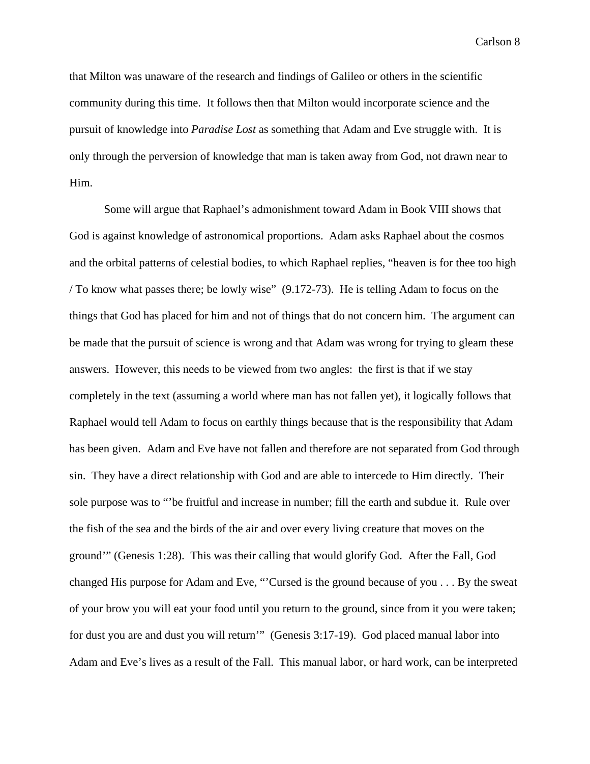that Milton was unaware of the research and findings of Galileo or others in the scientific community during this time. It follows then that Milton would incorporate science and the pursuit of knowledge into *Paradise Lost* as something that Adam and Eve struggle with. It is only through the perversion of knowledge that man is taken away from God, not drawn near to Him.

Some will argue that Raphael's admonishment toward Adam in Book VIII shows that God is against knowledge of astronomical proportions. Adam asks Raphael about the cosmos and the orbital patterns of celestial bodies, to which Raphael replies, "heaven is for thee too high / To know what passes there; be lowly wise" (9.172-73). He is telling Adam to focus on the things that God has placed for him and not of things that do not concern him. The argument can be made that the pursuit of science is wrong and that Adam was wrong for trying to gleam these answers. However, this needs to be viewed from two angles: the first is that if we stay completely in the text (assuming a world where man has not fallen yet), it logically follows that Raphael would tell Adam to focus on earthly things because that is the responsibility that Adam has been given. Adam and Eve have not fallen and therefore are not separated from God through sin. They have a direct relationship with God and are able to intercede to Him directly. Their sole purpose was to "'be fruitful and increase in number; fill the earth and subdue it. Rule over the fish of the sea and the birds of the air and over every living creature that moves on the ground'" (Genesis 1:28). This was their calling that would glorify God. After the Fall, God changed His purpose for Adam and Eve, "'Cursed is the ground because of you . . . By the sweat of your brow you will eat your food until you return to the ground, since from it you were taken; for dust you are and dust you will return'" (Genesis 3:17-19). God placed manual labor into Adam and Eve's lives as a result of the Fall. This manual labor, or hard work, can be interpreted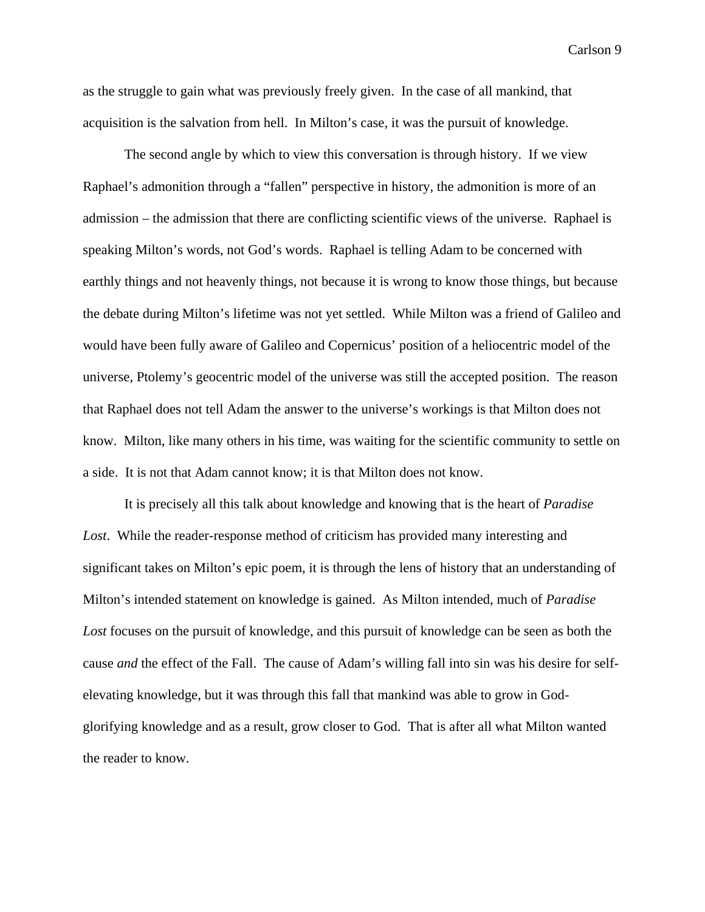as the struggle to gain what was previously freely given. In the case of all mankind, that acquisition is the salvation from hell. In Milton's case, it was the pursuit of knowledge.

The second angle by which to view this conversation is through history. If we view Raphael's admonition through a "fallen" perspective in history, the admonition is more of an admission – the admission that there are conflicting scientific views of the universe. Raphael is speaking Milton's words, not God's words. Raphael is telling Adam to be concerned with earthly things and not heavenly things, not because it is wrong to know those things, but because the debate during Milton's lifetime was not yet settled. While Milton was a friend of Galileo and would have been fully aware of Galileo and Copernicus' position of a heliocentric model of the universe, Ptolemy's geocentric model of the universe was still the accepted position. The reason that Raphael does not tell Adam the answer to the universe's workings is that Milton does not know. Milton, like many others in his time, was waiting for the scientific community to settle on a side. It is not that Adam cannot know; it is that Milton does not know.

It is precisely all this talk about knowledge and knowing that is the heart of *Paradise Lost*. While the reader-response method of criticism has provided many interesting and significant takes on Milton's epic poem, it is through the lens of history that an understanding of Milton's intended statement on knowledge is gained. As Milton intended, much of *Paradise Lost* focuses on the pursuit of knowledge, and this pursuit of knowledge can be seen as both the cause *and* the effect of the Fall. The cause of Adam's willing fall into sin was his desire for self-elevating knowledge, but it was through this fall that mankind was able to grow in God-glorifying knowledge and as a result, grow closer to God. That is after all what Milton wanted the reader to know.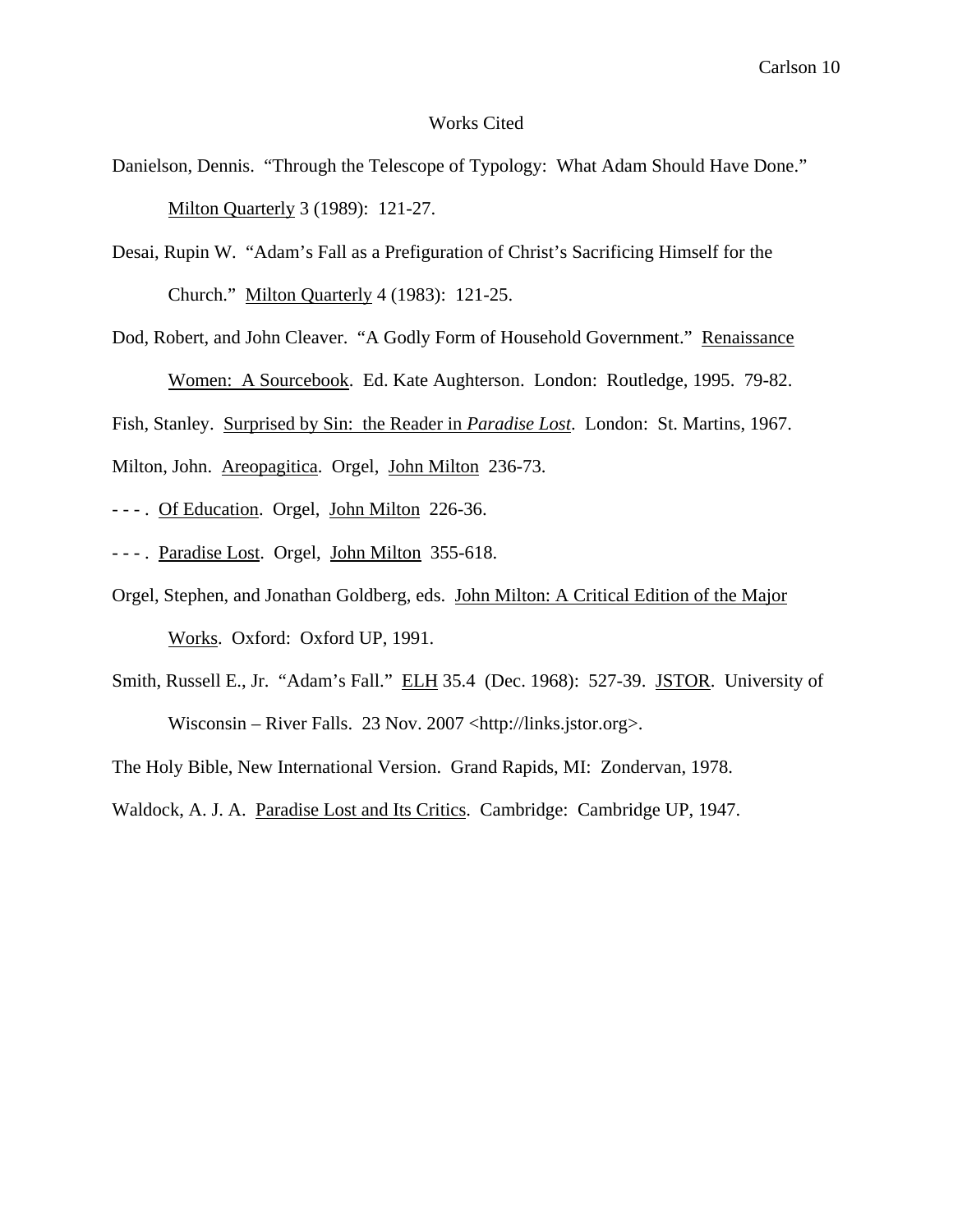# Works Cited

Danielson, Dennis. "Through the Telescope of Typology: What Adam Should Have Done." Milton Quarterly 3 (1989): 121-27.

Desai, Rupin W. "Adam's Fall as a Prefiguration of Christ's Sacrificing Himself for the Church." Milton Quarterly 4 (1983): 121-25.

Dod, Robert, and John Cleaver. "A Godly Form of Household Government." Renaissance Women: A Sourcebook. Ed. Kate Aughterson. London: Routledge, 1995. 79-82.

Fish, Stanley. Surprised by Sin: the Reader in *Paradise Lost*. London: St. Martins, 1967.

Milton, John. Areopagitica. Orgel, John Milton 236-73.

- - - . Of Education. Orgel, John Milton 226-36.

- - - . Paradise Lost. Orgel, John Milton 355-618.

Orgel, Stephen, and Jonathan Goldberg, eds. John Milton: A Critical Edition of the Major Works. Oxford: Oxford UP, 1991.

Smith, Russell E., Jr. "Adam's Fall." ELH 35.4 (Dec. 1968): 527-39. JSTOR. University of Wisconsin – River Falls. 23 Nov. 2007 <http://links.jstor.org>.

The Holy Bible, New International Version. Grand Rapids, MI: Zondervan, 1978.

Waldock, A. J. A. Paradise Lost and Its Critics. Cambridge: Cambridge UP, 1947.